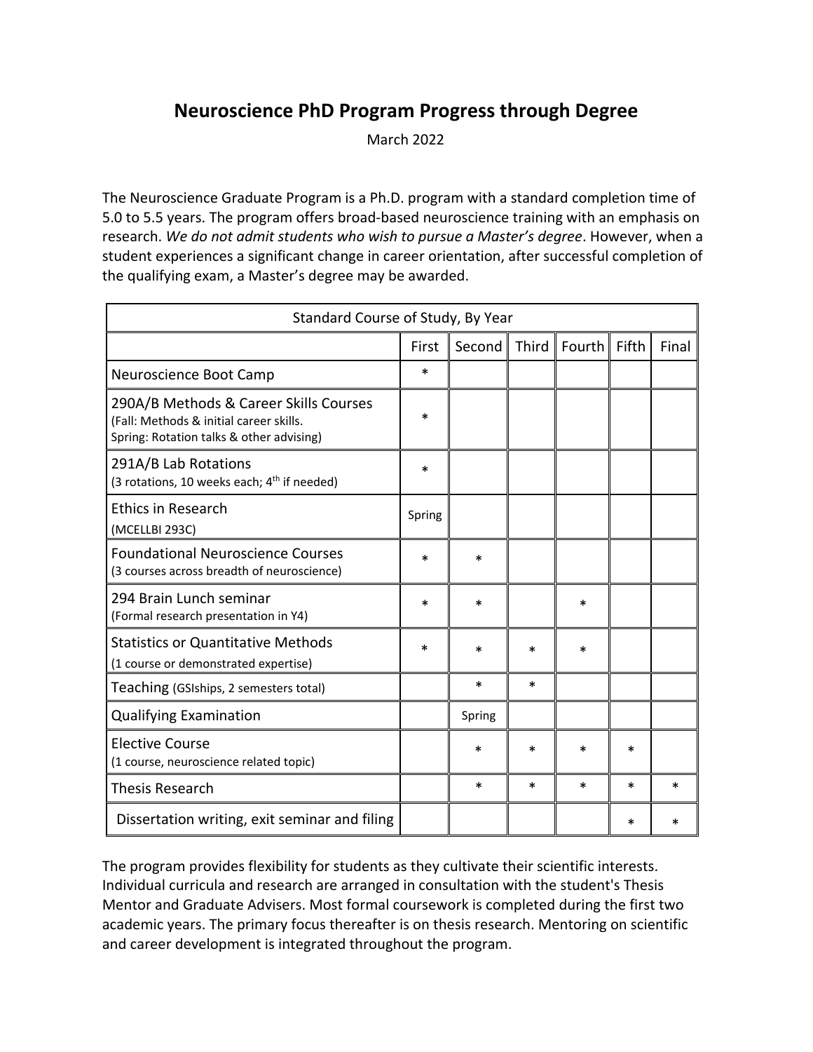# Neuroscience PhD Program Progress through Degree

March 2022

The Neuroscience Graduate Program is a Ph.D. program with a standard completion time of 5.0 to 5.5 years. The program offers broad-based neuroscience training with an emphasis on research. *We do not admit students who wish to pursue a Master's degree*. However, when a student experiences a significant change in career orientation, after successful completion of the qualifying exam, a Master's degree may be awarded.

| Standard Course of Study, By Year | | | | | | |
|---|---|---|---|---|---|---|
| | First | Second | Third | Fourth | Fifth | Final |
| Neuroscience Boot Camp | * | | | | | |
| 290A/B Methods & Career Skills Courses (Fall: Methods & initial career skills. Spring: Rotation talks & other advising) | * | | | | | |
| 291A/B Lab Rotations (3 rotations, 10 weeks each; 4th if needed) | * | | | | | |
| Ethics in Research (MCELLBI 293C) | Spring | | | | | |
| Foundational Neuroscience Courses (3 courses across breadth of neuroscience) | * | * | | | | |
| 294 Brain Lunch seminar (Formal research presentation in Y4) | * | * | | * | | |
| Statistics or Quantitative Methods (1 course or demonstrated expertise) | * | * | * | * | | |
| Teaching (GSIships, 2 semesters total) | | * | * | | | |
| Qualifying Examination | | Spring | | | | |
| Elective Course (1 course, neuroscience related topic) | | * | * | * | * | |
| Thesis Research | | * | * | * | * | * |
| Dissertation writing, exit seminar and filing | | | | | * | * |

The program provides flexibility for students as they cultivate their scientific interests. Individual curricula and research are arranged in consultation with the student's Thesis Mentor and Graduate Advisers. Most formal coursework is completed during the first two academic years. The primary focus thereafter is on thesis research. Mentoring on scientific and career development is integrated throughout the program.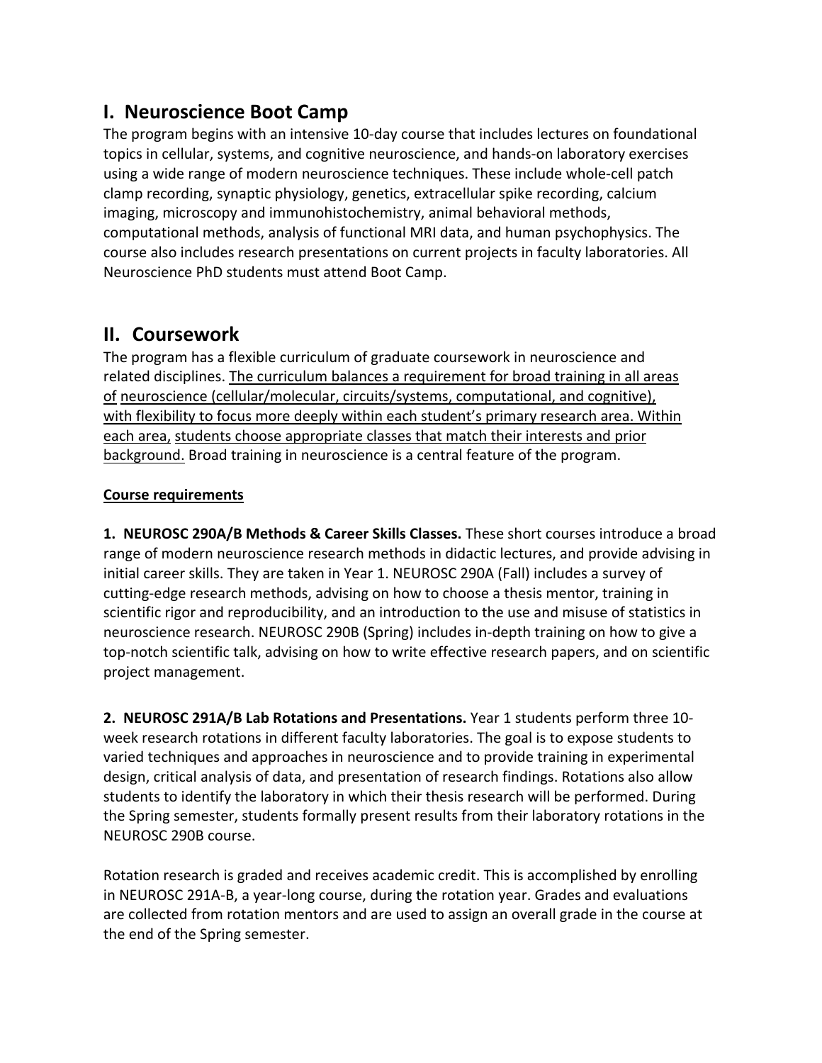## I. Neuroscience Boot Camp

The program begins with an intensive 10-day course that includes lectures on foundational topics in cellular, systems, and cognitive neuroscience, and hands-on laboratory exercises using a wide range of modern neuroscience techniques. These include whole-cell patch clamp recording, synaptic physiology, genetics, extracellular spike recording, calcium imaging, microscopy and immunohistochemistry, animal behavioral methods, computational methods, analysis of functional MRI data, and human psychophysics. The course also includes research presentations on current projects in faculty laboratories. All Neuroscience PhD students must attend Boot Camp.

## II. Coursework

The program has a flexible curriculum of graduate coursework in neuroscience and related disciplines. <u>The curriculum balances a requirement for broad training in all areas of neuroscience (cellular/molecular, circuits/systems, computational, and cognitive), with flexibility to focus more deeply within each student's primary research area. Within each area, students choose appropriate classes that match their interests and prior background.</u> Broad training in neuroscience is a central feature of the program.

**<u>Course requirements</u>**

**1. NEUROSC 290A/B Methods & Career Skills Classes.** These short courses introduce a broad range of modern neuroscience research methods in didactic lectures, and provide advising in initial career skills. They are taken in Year 1. NEUROSC 290A (Fall) includes a survey of cutting-edge research methods, advising on how to choose a thesis mentor, training in scientific rigor and reproducibility, and an introduction to the use and misuse of statistics in neuroscience research. NEUROSC 290B (Spring) includes in-depth training on how to give a top-notch scientific talk, advising on how to write effective research papers, and on scientific project management.

**2. NEUROSC 291A/B Lab Rotations and Presentations.** Year 1 students perform three 10-week research rotations in different faculty laboratories. The goal is to expose students to varied techniques and approaches in neuroscience and to provide training in experimental design, critical analysis of data, and presentation of research findings. Rotations also allow students to identify the laboratory in which their thesis research will be performed. During the Spring semester, students formally present results from their laboratory rotations in the NEUROSC 290B course.

Rotation research is graded and receives academic credit. This is accomplished by enrolling in NEUROSC 291A-B, a year-long course, during the rotation year. Grades and evaluations are collected from rotation mentors and are used to assign an overall grade in the course at the end of the Spring semester.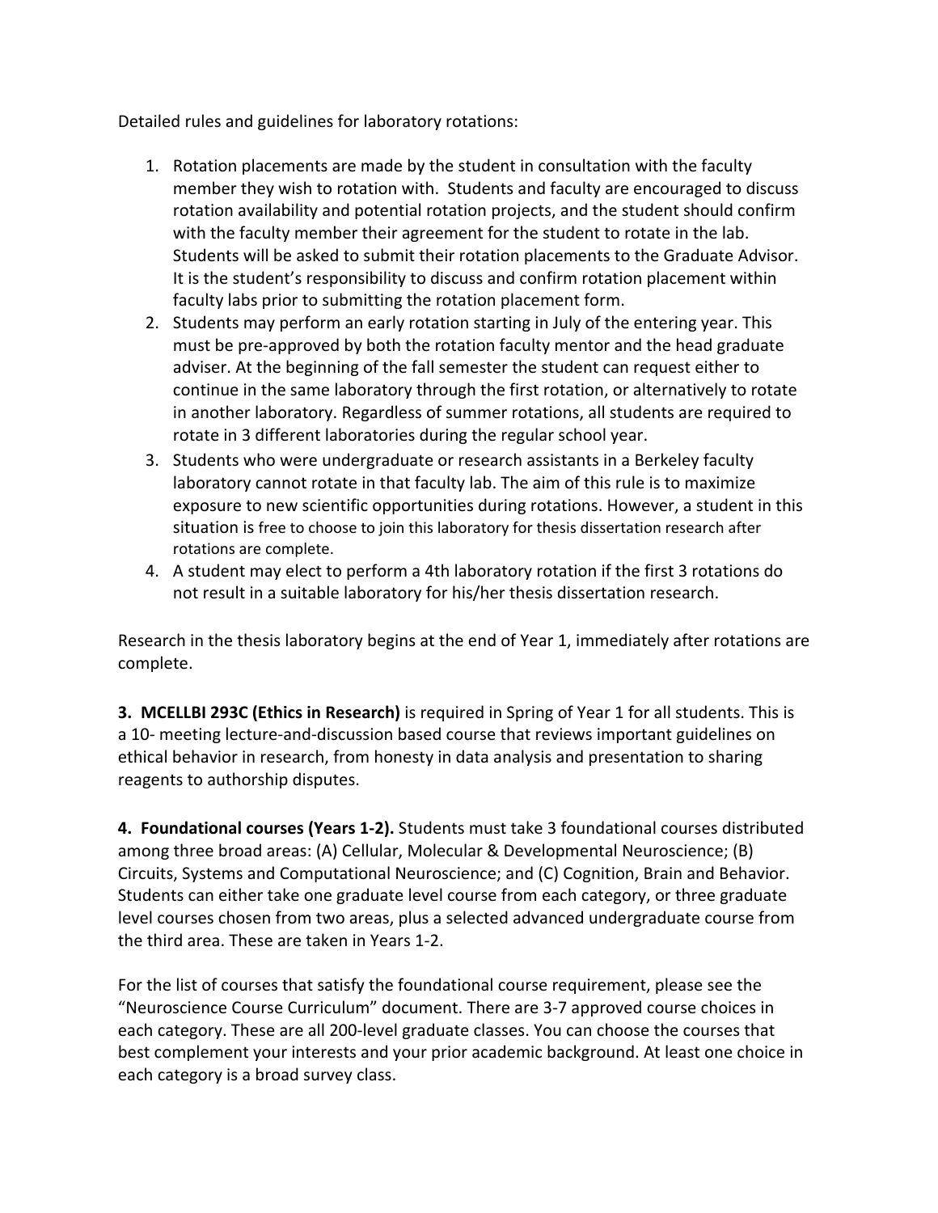Detailed rules and guidelines for laboratory rotations:

1. Rotation placements are made by the student in consultation with the faculty member they wish to rotation with. Students and faculty are encouraged to discuss rotation availability and potential rotation projects, and the student should confirm with the faculty member their agreement for the student to rotate in the lab. Students will be asked to submit their rotation placements to the Graduate Advisor. It is the student's responsibility to discuss and confirm rotation placement within faculty labs prior to submitting the rotation placement form.
2. Students may perform an early rotation starting in July of the entering year. This must be pre-approved by both the rotation faculty mentor and the head graduate adviser. At the beginning of the fall semester the student can request either to continue in the same laboratory through the first rotation, or alternatively to rotate in another laboratory. Regardless of summer rotations, all students are required to rotate in 3 different laboratories during the regular school year.
3. Students who were undergraduate or research assistants in a Berkeley faculty laboratory cannot rotate in that faculty lab. The aim of this rule is to maximize exposure to new scientific opportunities during rotations. However, a student in this situation is free to choose to join this laboratory for thesis dissertation research after rotations are complete.
4. A student may elect to perform a 4th laboratory rotation if the first 3 rotations do not result in a suitable laboratory for his/her thesis dissertation research.

Research in the thesis laboratory begins at the end of Year 1, immediately after rotations are complete.

**3. MCELLBI 293C (Ethics in Research)** is required in Spring of Year 1 for all students. This is a 10- meeting lecture-and-discussion based course that reviews important guidelines on ethical behavior in research, from honesty in data analysis and presentation to sharing reagents to authorship disputes.

**4. Foundational courses (Years 1-2).** Students must take 3 foundational courses distributed among three broad areas: (A) Cellular, Molecular & Developmental Neuroscience; (B) Circuits, Systems and Computational Neuroscience; and (C) Cognition, Brain and Behavior. Students can either take one graduate level course from each category, or three graduate level courses chosen from two areas, plus a selected advanced undergraduate course from the third area. These are taken in Years 1-2.

For the list of courses that satisfy the foundational course requirement, please see the "Neuroscience Course Curriculum" document. There are 3-7 approved course choices in each category. These are all 200-level graduate classes. You can choose the courses that best complement your interests and your prior academic background. At least one choice in each category is a broad survey class.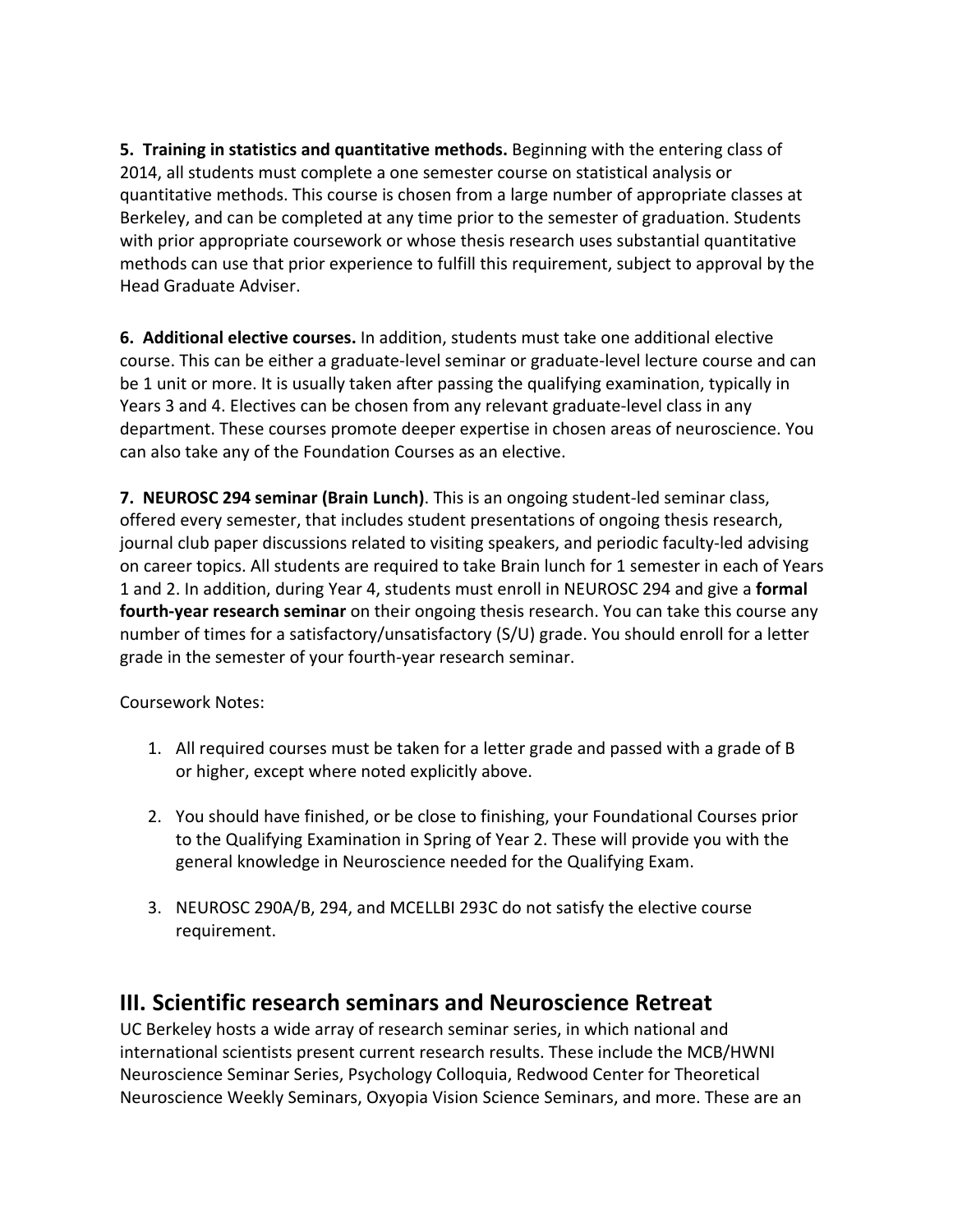**5. Training in statistics and quantitative methods.** Beginning with the entering class of 2014, all students must complete a one semester course on statistical analysis or quantitative methods. This course is chosen from a large number of appropriate classes at Berkeley, and can be completed at any time prior to the semester of graduation. Students with prior appropriate coursework or whose thesis research uses substantial quantitative methods can use that prior experience to fulfill this requirement, subject to approval by the Head Graduate Adviser.

**6. Additional elective courses.** In addition, students must take one additional elective course. This can be either a graduate-level seminar or graduate-level lecture course and can be 1 unit or more. It is usually taken after passing the qualifying examination, typically in Years 3 and 4. Electives can be chosen from any relevant graduate-level class in any department. These courses promote deeper expertise in chosen areas of neuroscience. You can also take any of the Foundation Courses as an elective.

**7. NEUROSC 294 seminar (Brain Lunch)**. This is an ongoing student-led seminar class, offered every semester, that includes student presentations of ongoing thesis research, journal club paper discussions related to visiting speakers, and periodic faculty-led advising on career topics. All students are required to take Brain lunch for 1 semester in each of Years 1 and 2. In addition, during Year 4, students must enroll in NEUROSC 294 and give a **formal fourth-year research seminar** on their ongoing thesis research. You can take this course any number of times for a satisfactory/unsatisfactory (S/U) grade. You should enroll for a letter grade in the semester of your fourth-year research seminar.

Coursework Notes:

1. All required courses must be taken for a letter grade and passed with a grade of B or higher, except where noted explicitly above.

2. You should have finished, or be close to finishing, your Foundational Courses prior to the Qualifying Examination in Spring of Year 2. These will provide you with the general knowledge in Neuroscience needed for the Qualifying Exam.

3. NEUROSC 290A/B, 294, and MCELLBI 293C do not satisfy the elective course requirement.

## III. Scientific research seminars and Neuroscience Retreat

UC Berkeley hosts a wide array of research seminar series, in which national and international scientists present current research results. These include the MCB/HWNI Neuroscience Seminar Series, Psychology Colloquia, Redwood Center for Theoretical Neuroscience Weekly Seminars, Oxyopia Vision Science Seminars, and more. These are an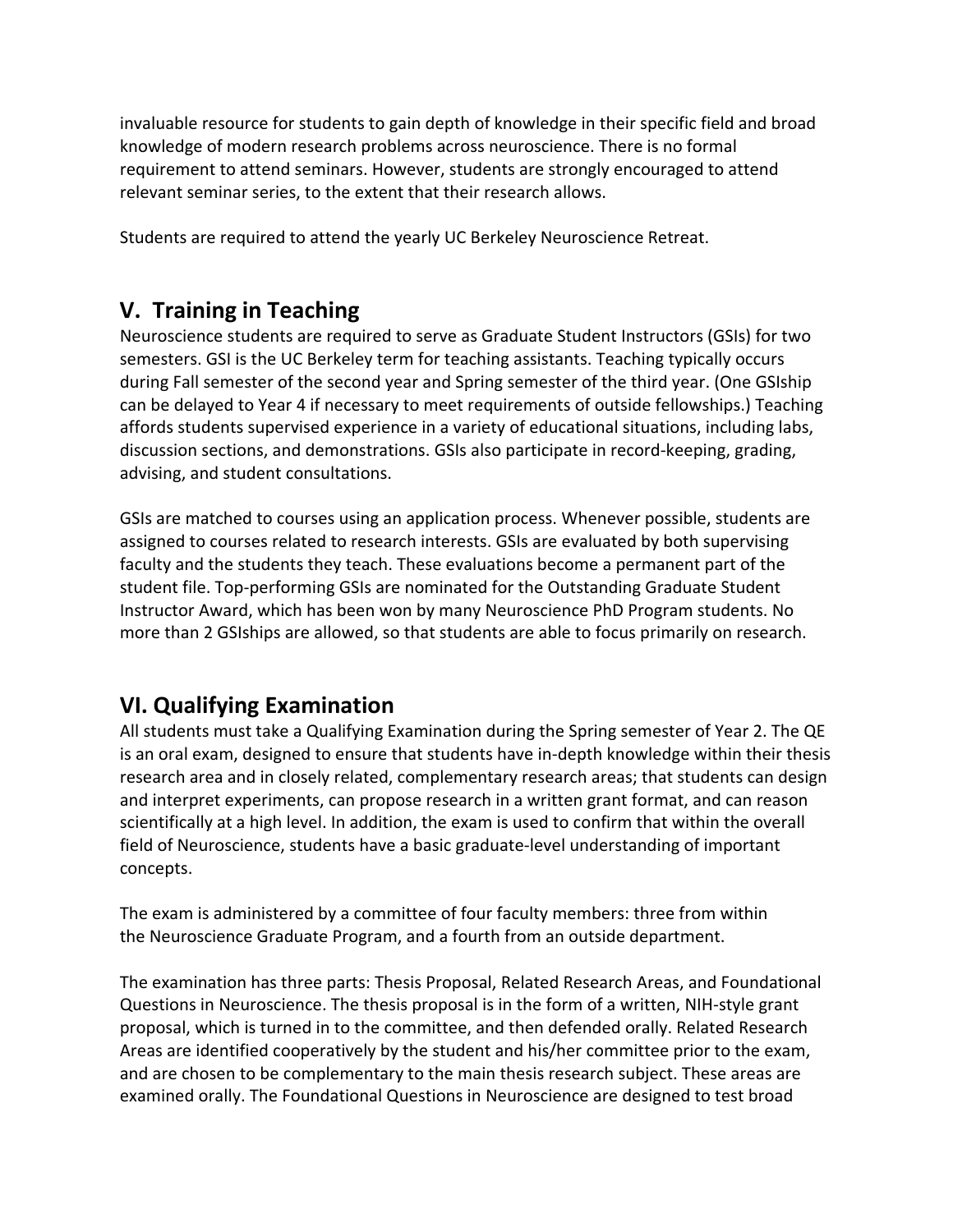invaluable resource for students to gain depth of knowledge in their specific field and broad knowledge of modern research problems across neuroscience. There is no formal requirement to attend seminars. However, students are strongly encouraged to attend relevant seminar series, to the extent that their research allows.

Students are required to attend the yearly UC Berkeley Neuroscience Retreat.

## V. Training in Teaching

Neuroscience students are required to serve as Graduate Student Instructors (GSIs) for two semesters. GSI is the UC Berkeley term for teaching assistants. Teaching typically occurs during Fall semester of the second year and Spring semester of the third year. (One GSIship can be delayed to Year 4 if necessary to meet requirements of outside fellowships.) Teaching affords students supervised experience in a variety of educational situations, including labs, discussion sections, and demonstrations. GSIs also participate in record-keeping, grading, advising, and student consultations.

GSIs are matched to courses using an application process. Whenever possible, students are assigned to courses related to research interests. GSIs are evaluated by both supervising faculty and the students they teach. These evaluations become a permanent part of the student file. Top-performing GSIs are nominated for the Outstanding Graduate Student Instructor Award, which has been won by many Neuroscience PhD Program students. No more than 2 GSIships are allowed, so that students are able to focus primarily on research.

## VI. Qualifying Examination

All students must take a Qualifying Examination during the Spring semester of Year 2. The QE is an oral exam, designed to ensure that students have in-depth knowledge within their thesis research area and in closely related, complementary research areas; that students can design and interpret experiments, can propose research in a written grant format, and can reason scientifically at a high level. In addition, the exam is used to confirm that within the overall field of Neuroscience, students have a basic graduate-level understanding of important concepts.

The exam is administered by a committee of four faculty members: three from within the Neuroscience Graduate Program, and a fourth from an outside department.

The examination has three parts: Thesis Proposal, Related Research Areas, and Foundational Questions in Neuroscience. The thesis proposal is in the form of a written, NIH-style grant proposal, which is turned in to the committee, and then defended orally. Related Research Areas are identified cooperatively by the student and his/her committee prior to the exam, and are chosen to be complementary to the main thesis research subject. These areas are examined orally. The Foundational Questions in Neuroscience are designed to test broad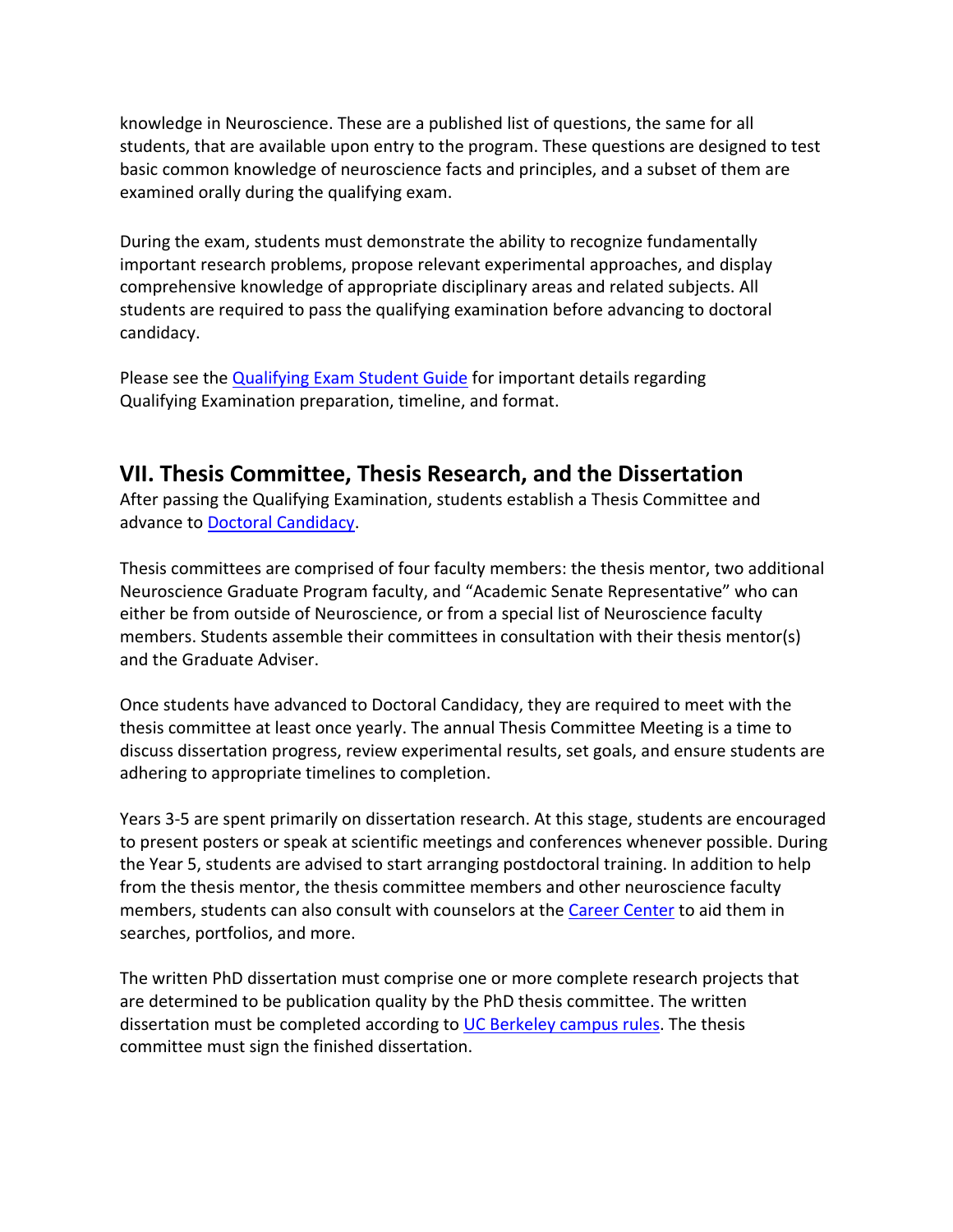knowledge in Neuroscience. These are a published list of questions, the same for all students, that are available upon entry to the program. These questions are designed to test basic common knowledge of neuroscience facts and principles, and a subset of them are examined orally during the qualifying exam.

During the exam, students must demonstrate the ability to recognize fundamentally important research problems, propose relevant experimental approaches, and display comprehensive knowledge of appropriate disciplinary areas and related subjects. All students are required to pass the qualifying examination before advancing to doctoral candidacy.

Please see the Qualifying Exam Student Guide for important details regarding Qualifying Examination preparation, timeline, and format.

## VII. Thesis Committee, Thesis Research, and the Dissertation

After passing the Qualifying Examination, students establish a Thesis Committee and advance to Doctoral Candidacy.

Thesis committees are comprised of four faculty members: the thesis mentor, two additional Neuroscience Graduate Program faculty, and "Academic Senate Representative" who can either be from outside of Neuroscience, or from a special list of Neuroscience faculty members. Students assemble their committees in consultation with their thesis mentor(s) and the Graduate Adviser.

Once students have advanced to Doctoral Candidacy, they are required to meet with the thesis committee at least once yearly. The annual Thesis Committee Meeting is a time to discuss dissertation progress, review experimental results, set goals, and ensure students are adhering to appropriate timelines to completion.

Years 3-5 are spent primarily on dissertation research. At this stage, students are encouraged to present posters or speak at scientific meetings and conferences whenever possible. During the Year 5, students are advised to start arranging postdoctoral training. In addition to help from the thesis mentor, the thesis committee members and other neuroscience faculty members, students can also consult with counselors at the Career Center to aid them in searches, portfolios, and more.

The written PhD dissertation must comprise one or more complete research projects that are determined to be publication quality by the PhD thesis committee. The written dissertation must be completed according to UC Berkeley campus rules. The thesis committee must sign the finished dissertation.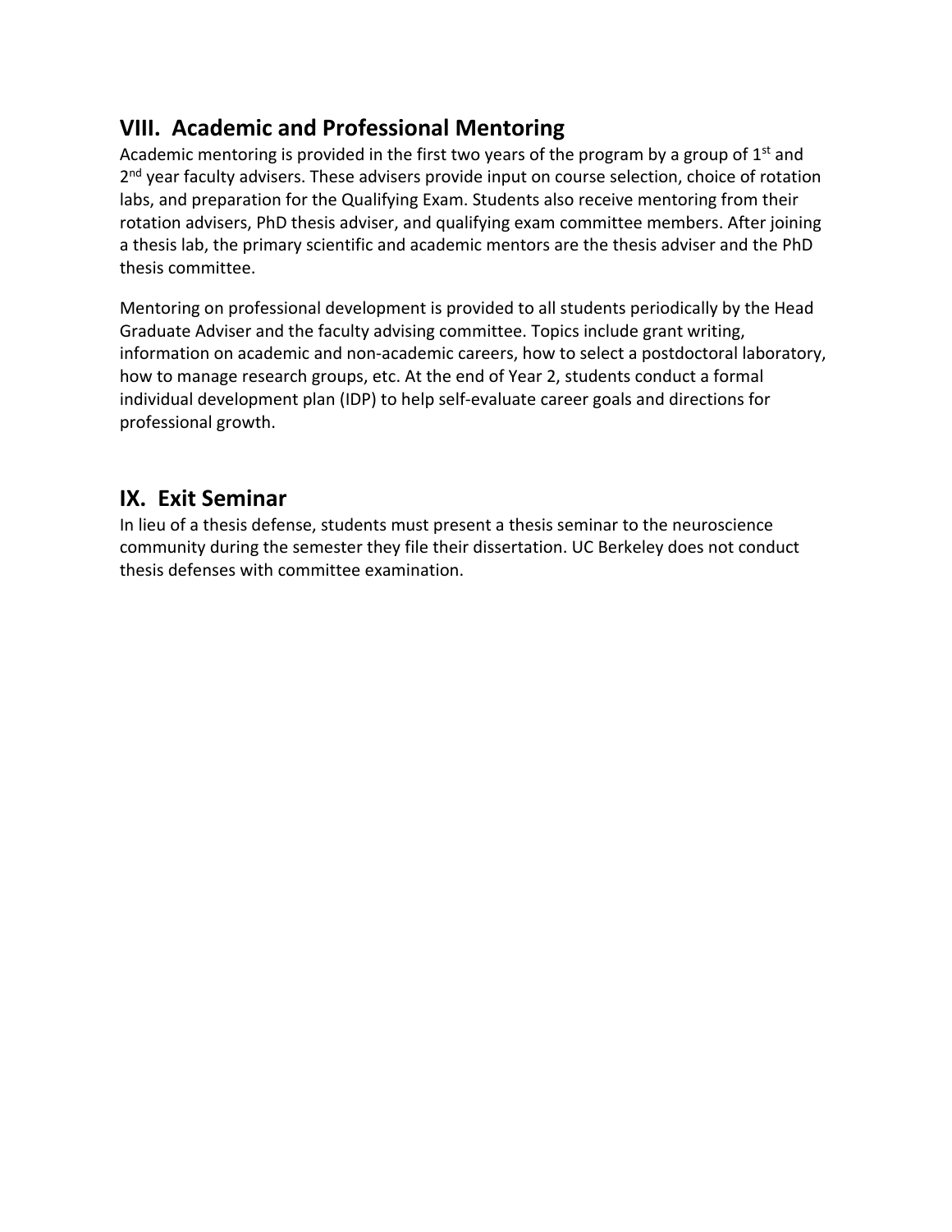## VIII. Academic and Professional Mentoring

Academic mentoring is provided in the first two years of the program by a group of 1st and 2nd year faculty advisers. These advisers provide input on course selection, choice of rotation labs, and preparation for the Qualifying Exam. Students also receive mentoring from their rotation advisers, PhD thesis adviser, and qualifying exam committee members. After joining a thesis lab, the primary scientific and academic mentors are the thesis adviser and the PhD thesis committee.

Mentoring on professional development is provided to all students periodically by the Head Graduate Adviser and the faculty advising committee. Topics include grant writing, information on academic and non-academic careers, how to select a postdoctoral laboratory, how to manage research groups, etc. At the end of Year 2, students conduct a formal individual development plan (IDP) to help self-evaluate career goals and directions for professional growth.

## IX. Exit Seminar

In lieu of a thesis defense, students must present a thesis seminar to the neuroscience community during the semester they file their dissertation. UC Berkeley does not conduct thesis defenses with committee examination.